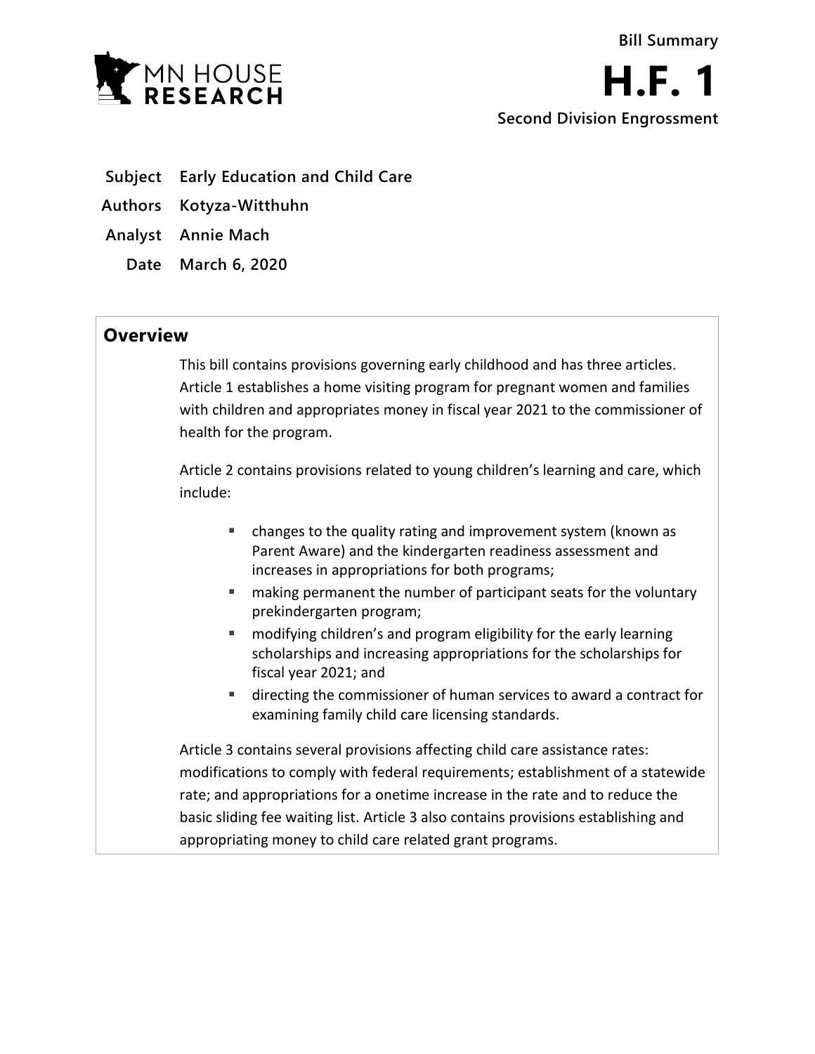Bill Summary

# H.F. 1

**Second Division Engrossment**

| | |
|---|---|
| **Subject** | **Early Education and Child Care** |
| **Authors** | **Kotyza-Witthuhn** |
| **Analyst** | **Annie Mach** |
| **Date** | **March 6, 2020** |

## Overview

This bill contains provisions governing early childhood and has three articles. Article 1 establishes a home visiting program for pregnant women and families with children and appropriates money in fiscal year 2021 to the commissioner of health for the program.

Article 2 contains provisions related to young children's learning and care, which include:

- changes to the quality rating and improvement system (known as Parent Aware) and the kindergarten readiness assessment and increases in appropriations for both programs;
- making permanent the number of participant seats for the voluntary prekindergarten program;
- modifying children's and program eligibility for the early learning scholarships and increasing appropriations for the scholarships for fiscal year 2021; and
- directing the commissioner of human services to award a contract for examining family child care licensing standards.

Article 3 contains several provisions affecting child care assistance rates: modifications to comply with federal requirements; establishment of a statewide rate; and appropriations for a onetime increase in the rate and to reduce the basic sliding fee waiting list. Article 3 also contains provisions establishing and appropriating money to child care related grant programs.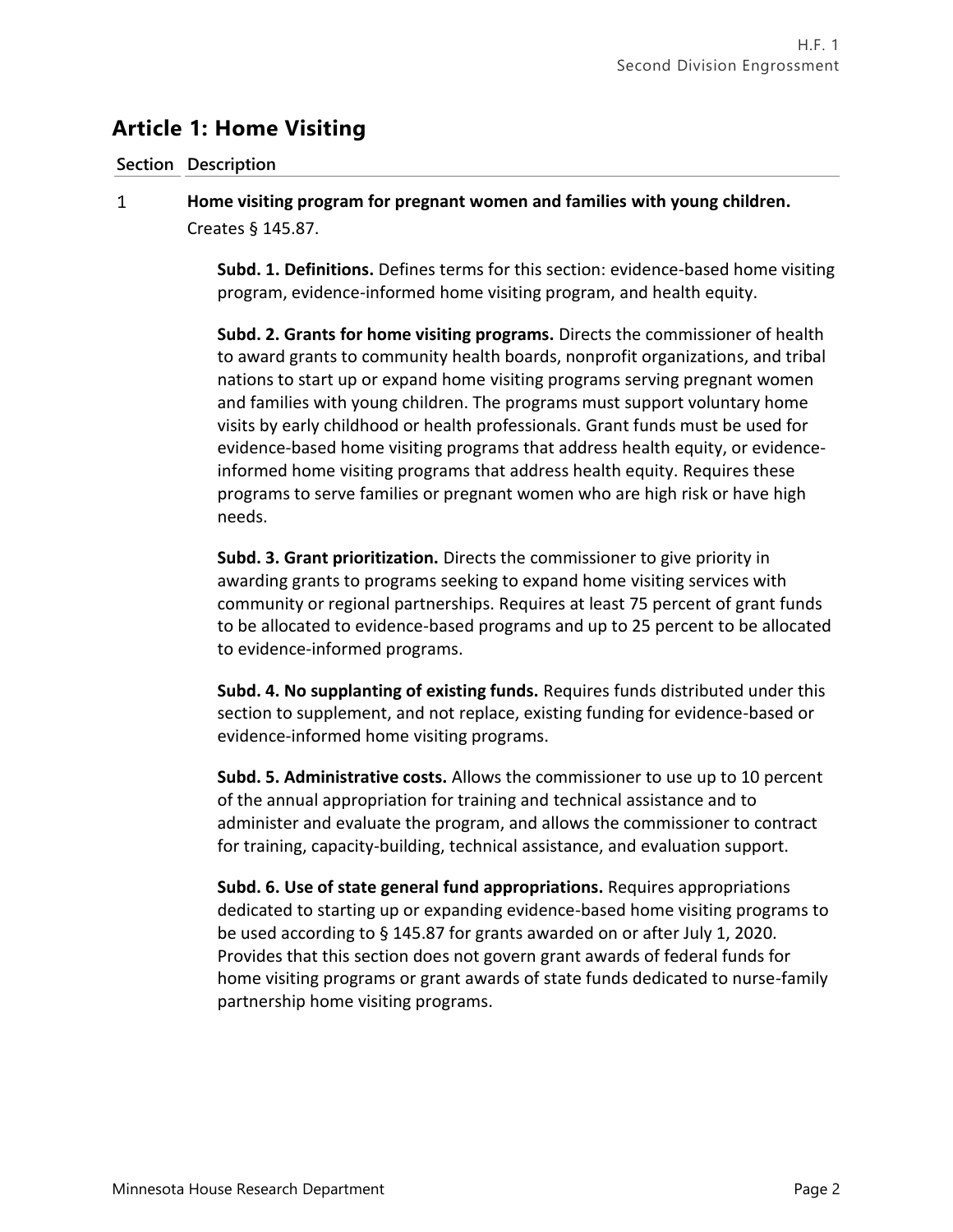## Article 1: Home Visiting

**Section Description**

1 **Home visiting program for pregnant women and families with young children.** Creates § 145.87.

**Subd. 1. Definitions.** Defines terms for this section: evidence-based home visiting program, evidence-informed home visiting program, and health equity.

**Subd. 2. Grants for home visiting programs.** Directs the commissioner of health to award grants to community health boards, nonprofit organizations, and tribal nations to start up or expand home visiting programs serving pregnant women and families with young children. The programs must support voluntary home visits by early childhood or health professionals. Grant funds must be used for evidence-based home visiting programs that address health equity, or evidence-informed home visiting programs that address health equity. Requires these programs to serve families or pregnant women who are high risk or have high needs.

**Subd. 3. Grant prioritization.** Directs the commissioner to give priority in awarding grants to programs seeking to expand home visiting services with community or regional partnerships. Requires at least 75 percent of grant funds to be allocated to evidence-based programs and up to 25 percent to be allocated to evidence-informed programs.

**Subd. 4. No supplanting of existing funds.** Requires funds distributed under this section to supplement, and not replace, existing funding for evidence-based or evidence-informed home visiting programs.

**Subd. 5. Administrative costs.** Allows the commissioner to use up to 10 percent of the annual appropriation for training and technical assistance and to administer and evaluate the program, and allows the commissioner to contract for training, capacity-building, technical assistance, and evaluation support.

**Subd. 6. Use of state general fund appropriations.** Requires appropriations dedicated to starting up or expanding evidence-based home visiting programs to be used according to § 145.87 for grants awarded on or after July 1, 2020. Provides that this section does not govern grant awards of federal funds for home visiting programs or grant awards of state funds dedicated to nurse-family partnership home visiting programs.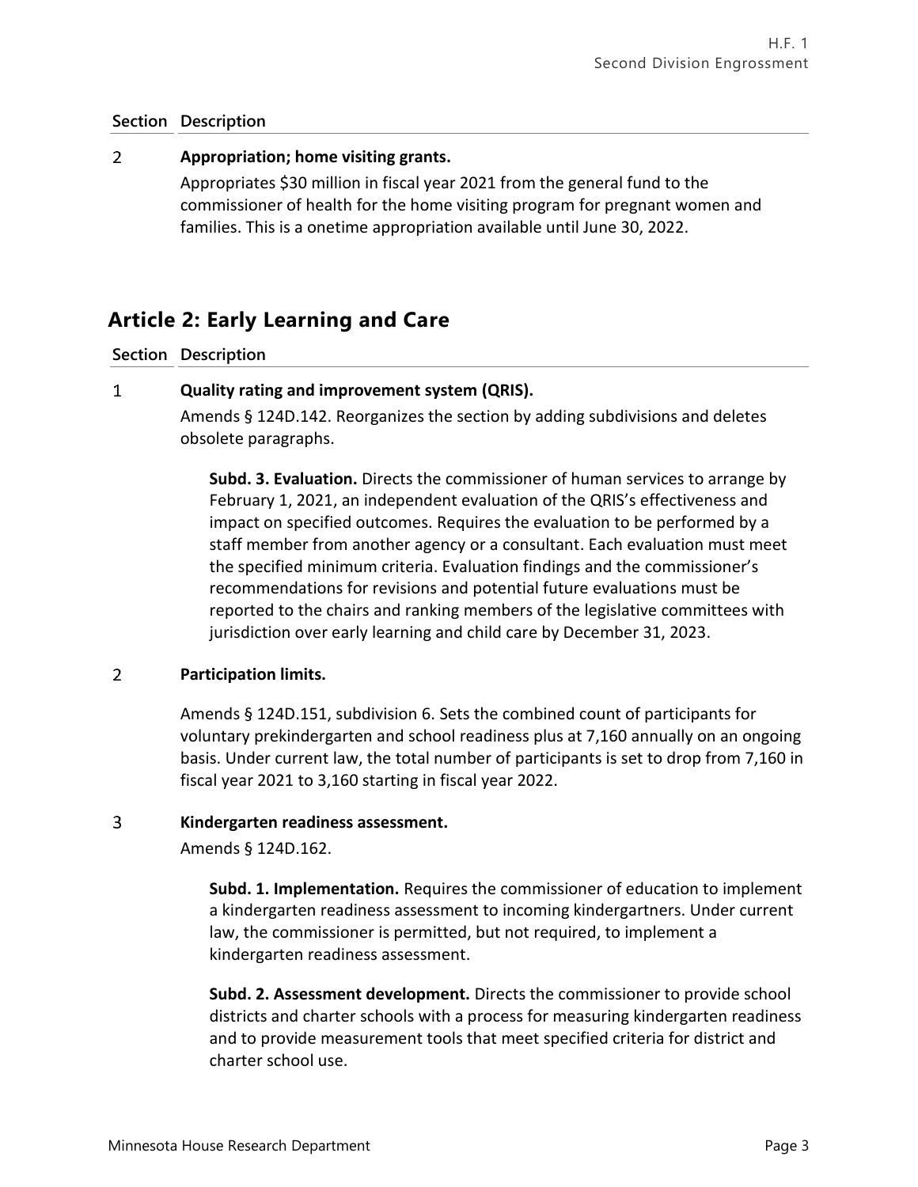| Section | Description |
| --- | --- |
| 2 | **Appropriation; home visiting grants.**<br>Appropriates $30 million in fiscal year 2021 from the general fund to the commissioner of health for the home visiting program for pregnant women and families. This is a onetime appropriation available until June 30, 2022. |

## Article 2: Early Learning and Care

| Section | Description |
| --- | --- |
| 1 | **Quality rating and improvement system (QRIS).**<br>Amends § 124D.142. Reorganizes the section by adding subdivisions and deletes obsolete paragraphs.<br><br>**Subd. 3. Evaluation.** Directs the commissioner of human services to arrange by February 1, 2021, an independent evaluation of the QRIS's effectiveness and impact on specified outcomes. Requires the evaluation to be performed by a staff member from another agency or a consultant. Each evaluation must meet the specified minimum criteria. Evaluation findings and the commissioner's recommendations for revisions and potential future evaluations must be reported to the chairs and ranking members of the legislative committees with jurisdiction over early learning and child care by December 31, 2023. |
| 2 | **Participation limits.**<br><br>Amends § 124D.151, subdivision 6. Sets the combined count of participants for voluntary prekindergarten and school readiness plus at 7,160 annually on an ongoing basis. Under current law, the total number of participants is set to drop from 7,160 in fiscal year 2021 to 3,160 starting in fiscal year 2022. |
| 3 | **Kindergarten readiness assessment.**<br>Amends § 124D.162.<br><br>**Subd. 1. Implementation.** Requires the commissioner of education to implement a kindergarten readiness assessment to incoming kindergartners. Under current law, the commissioner is permitted, but not required, to implement a kindergarten readiness assessment.<br><br>**Subd. 2. Assessment development.** Directs the commissioner to provide school districts and charter schools with a process for measuring kindergarten readiness and to provide measurement tools that meet specified criteria for district and charter school use. |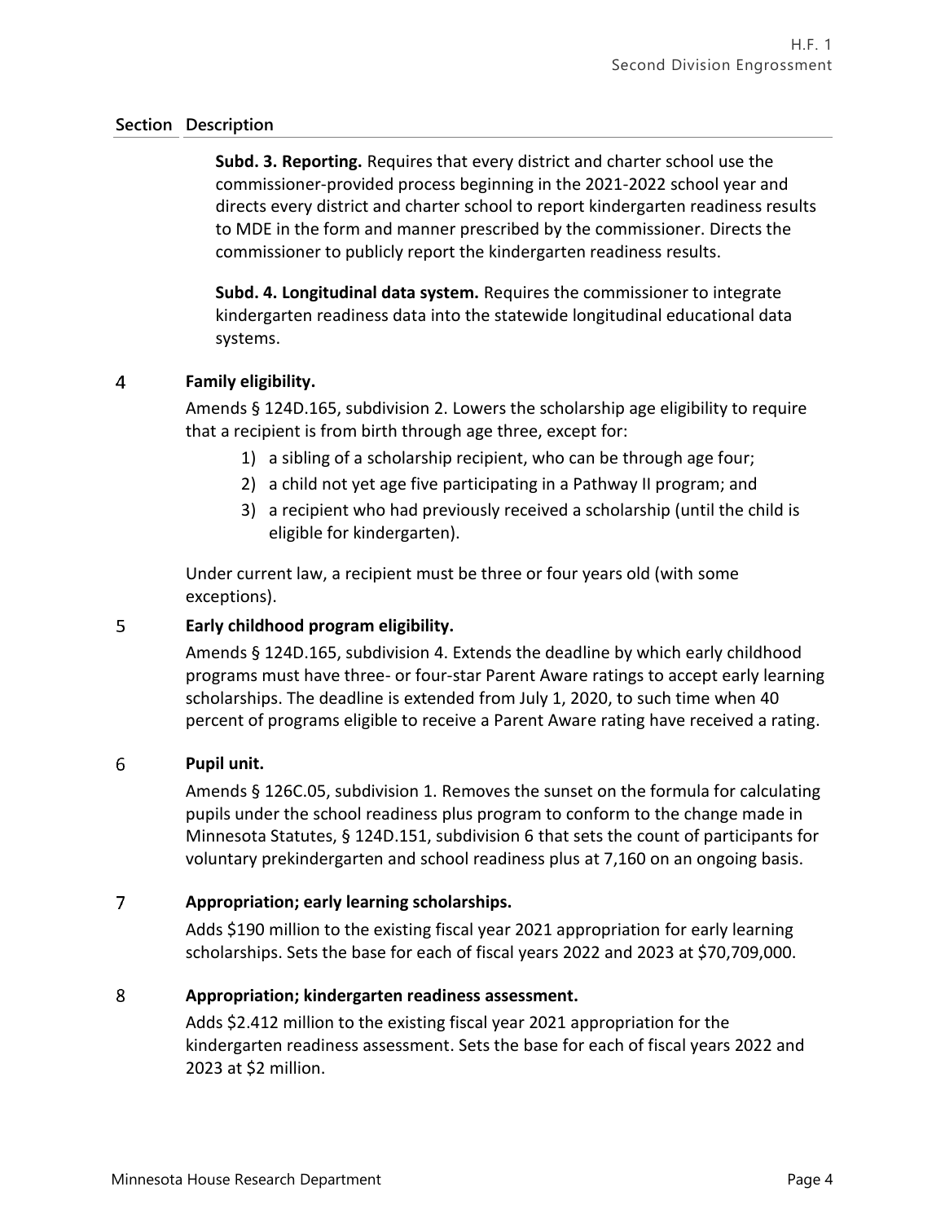| Section | Description |
|---|---|
| | **Subd. 3. Reporting.** Requires that every district and charter school use the commissioner-provided process beginning in the 2021-2022 school year and directs every district and charter school to report kindergarten readiness results to MDE in the form and manner prescribed by the commissioner. Directs the commissioner to publicly report the kindergarten readiness results. |
| | **Subd. 4. Longitudinal data system.** Requires the commissioner to integrate kindergarten readiness data into the statewide longitudinal educational data systems. |

4 **Family eligibility.**

Amends § 124D.165, subdivision 2. Lowers the scholarship age eligibility to require that a recipient is from birth through age three, except for:

1) a sibling of a scholarship recipient, who can be through age four;
2) a child not yet age five participating in a Pathway II program; and
3) a recipient who had previously received a scholarship (until the child is eligible for kindergarten).

Under current law, a recipient must be three or four years old (with some exceptions).

5 **Early childhood program eligibility.**

Amends § 124D.165, subdivision 4. Extends the deadline by which early childhood programs must have three- or four-star Parent Aware ratings to accept early learning scholarships. The deadline is extended from July 1, 2020, to such time when 40 percent of programs eligible to receive a Parent Aware rating have received a rating.

6 **Pupil unit.**

Amends § 126C.05, subdivision 1. Removes the sunset on the formula for calculating pupils under the school readiness plus program to conform to the change made in Minnesota Statutes, § 124D.151, subdivision 6 that sets the count of participants for voluntary prekindergarten and school readiness plus at 7,160 on an ongoing basis.

7 **Appropriation; early learning scholarships.**

Adds $190 million to the existing fiscal year 2021 appropriation for early learning scholarships. Sets the base for each of fiscal years 2022 and 2023 at $70,709,000.

8 **Appropriation; kindergarten readiness assessment.**

Adds $2.412 million to the existing fiscal year 2021 appropriation for the kindergarten readiness assessment. Sets the base for each of fiscal years 2022 and 2023 at $2 million.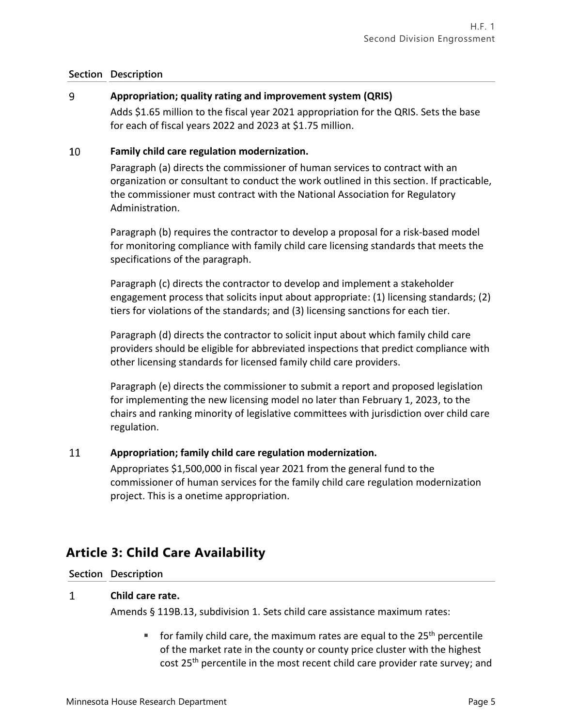| Section | Description |
|---|---|
| 9 | **Appropriation; quality rating and improvement system (QRIS)**<br>Adds $1.65 million to the fiscal year 2021 appropriation for the QRIS. Sets the base for each of fiscal years 2022 and 2023 at $1.75 million. |
| 10 | **Family child care regulation modernization.**<br>Paragraph (a) directs the commissioner of human services to contract with an organization or consultant to conduct the work outlined in this section. If practicable, the commissioner must contract with the National Association for Regulatory Administration.<br><br>Paragraph (b) requires the contractor to develop a proposal for a risk-based model for monitoring compliance with family child care licensing standards that meets the specifications of the paragraph.<br><br>Paragraph (c) directs the contractor to develop and implement a stakeholder engagement process that solicits input about appropriate: (1) licensing standards; (2) tiers for violations of the standards; and (3) licensing sanctions for each tier.<br><br>Paragraph (d) directs the contractor to solicit input about which family child care providers should be eligible for abbreviated inspections that predict compliance with other licensing standards for licensed family child care providers.<br><br>Paragraph (e) directs the commissioner to submit a report and proposed legislation for implementing the new licensing model no later than February 1, 2023, to the chairs and ranking minority of legislative committees with jurisdiction over child care regulation. |
| 11 | **Appropriation; family child care regulation modernization.**<br>Appropriates $1,500,000 in fiscal year 2021 from the general fund to the commissioner of human services for the family child care regulation modernization project. This is a onetime appropriation. |

## Article 3: Child Care Availability

| Section | Description |
|---|---|
| 1 | **Child care rate.**<br>Amends § 119B.13, subdivision 1. Sets child care assistance maximum rates:<br><br>- for family child care, the maximum rates are equal to the 25th percentile of the market rate in the county or county price cluster with the highest cost 25th percentile in the most recent child care provider rate survey; and |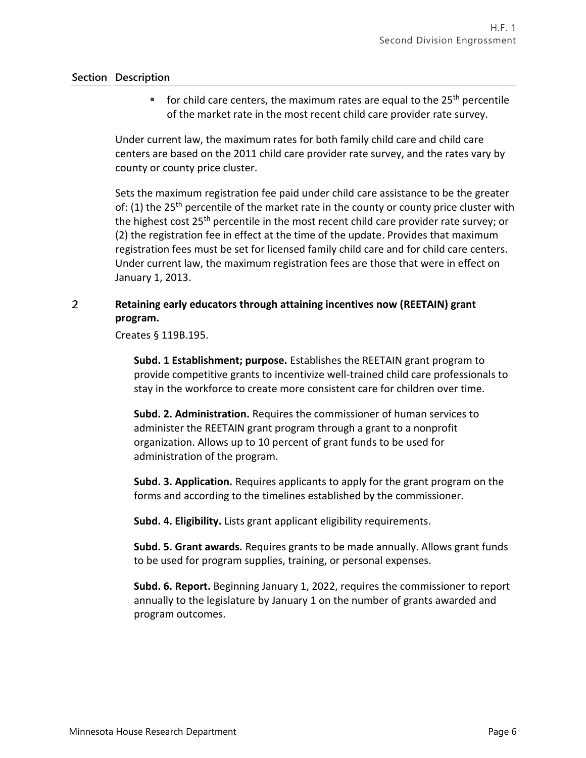| Section | Description |
|---|---|

- for child care centers, the maximum rates are equal to the 25th percentile of the market rate in the most recent child care provider rate survey.

Under current law, the maximum rates for both family child care and child care centers are based on the 2011 child care provider rate survey, and the rates vary by county or county price cluster.

Sets the maximum registration fee paid under child care assistance to be the greater of: (1) the 25th percentile of the market rate in the county or county price cluster with the highest cost 25th percentile in the most recent child care provider rate survey; or (2) the registration fee in effect at the time of the update. Provides that maximum registration fees must be set for licensed family child care and for child care centers. Under current law, the maximum registration fees are those that were in effect on January 1, 2013.

2 **Retaining early educators through attaining incentives now (REETAIN) grant program.**

Creates § 119B.195.

**Subd. 1 Establishment; purpose.** Establishes the REETAIN grant program to provide competitive grants to incentivize well-trained child care professionals to stay in the workforce to create more consistent care for children over time.

**Subd. 2. Administration.** Requires the commissioner of human services to administer the REETAIN grant program through a grant to a nonprofit organization. Allows up to 10 percent of grant funds to be used for administration of the program.

**Subd. 3. Application.** Requires applicants to apply for the grant program on the forms and according to the timelines established by the commissioner.

**Subd. 4. Eligibility.** Lists grant applicant eligibility requirements.

**Subd. 5. Grant awards.** Requires grants to be made annually. Allows grant funds to be used for program supplies, training, or personal expenses.

**Subd. 6. Report.** Beginning January 1, 2022, requires the commissioner to report annually to the legislature by January 1 on the number of grants awarded and program outcomes.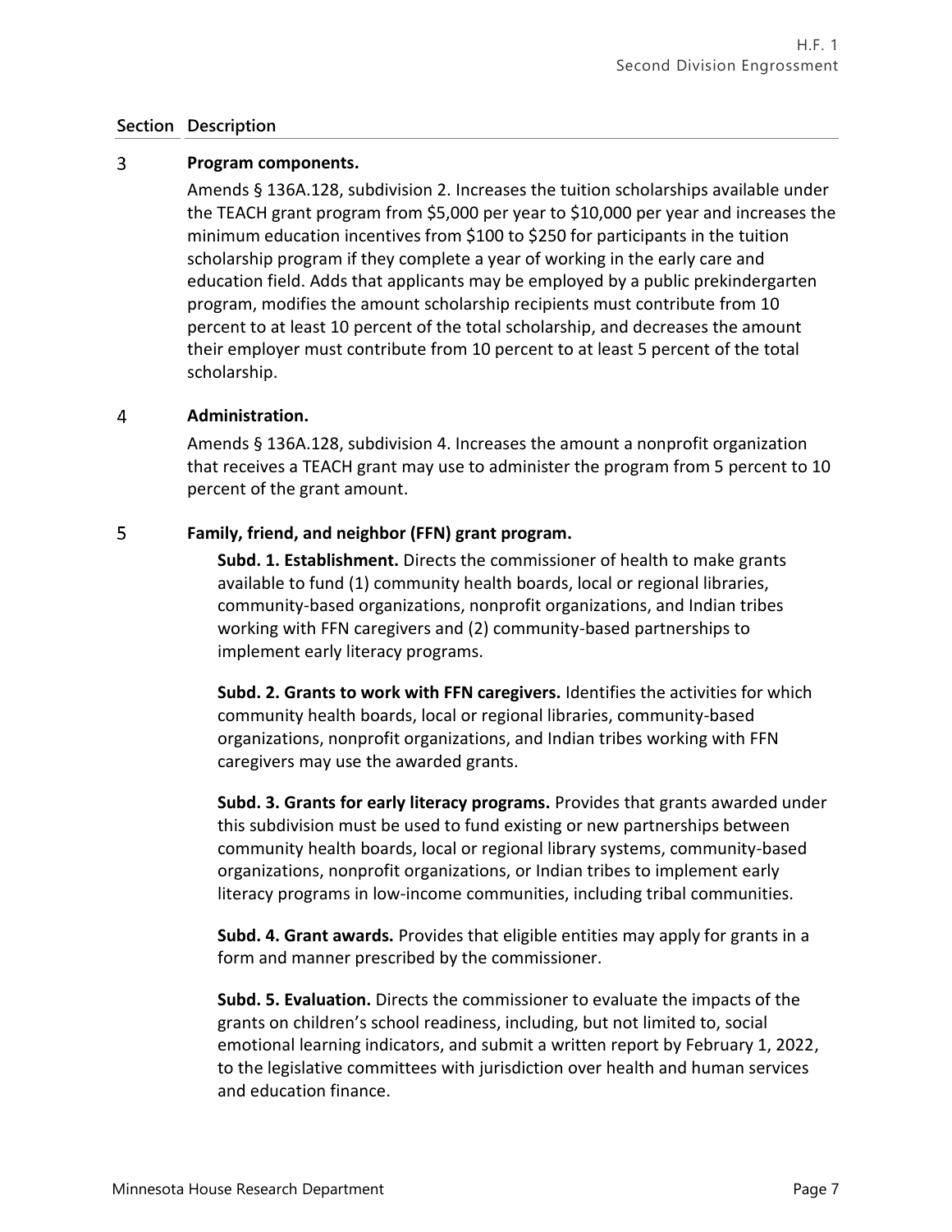| Section | Description |
|---|---|
| 3 | **Program components.**<br><br>Amends § 136A.128, subdivision 2. Increases the tuition scholarships available under the TEACH grant program from $5,000 per year to $10,000 per year and increases the minimum education incentives from $100 to $250 for participants in the tuition scholarship program if they complete a year of working in the early care and education field. Adds that applicants may be employed by a public prekindergarten program, modifies the amount scholarship recipients must contribute from 10 percent to at least 10 percent of the total scholarship, and decreases the amount their employer must contribute from 10 percent to at least 5 percent of the total scholarship. |
| 4 | **Administration.**<br><br>Amends § 136A.128, subdivision 4. Increases the amount a nonprofit organization that receives a TEACH grant may use to administer the program from 5 percent to 10 percent of the grant amount. |
| 5 | **Family, friend, and neighbor (FFN) grant program.**<br><br>**Subd. 1. Establishment.** Directs the commissioner of health to make grants available to fund (1) community health boards, local or regional libraries, community-based organizations, nonprofit organizations, and Indian tribes working with FFN caregivers and (2) community-based partnerships to implement early literacy programs.<br><br>**Subd. 2. Grants to work with FFN caregivers.** Identifies the activities for which community health boards, local or regional libraries, community-based organizations, nonprofit organizations, and Indian tribes working with FFN caregivers may use the awarded grants.<br><br>**Subd. 3. Grants for early literacy programs.** Provides that grants awarded under this subdivision must be used to fund existing or new partnerships between community health boards, local or regional library systems, community-based organizations, nonprofit organizations, or Indian tribes to implement early literacy programs in low-income communities, including tribal communities.<br><br>**Subd. 4. Grant awards.** Provides that eligible entities may apply for grants in a form and manner prescribed by the commissioner.<br><br>**Subd. 5. Evaluation.** Directs the commissioner to evaluate the impacts of the grants on children's school readiness, including, but not limited to, social emotional learning indicators, and submit a written report by February 1, 2022, to the legislative committees with jurisdiction over health and human services and education finance. |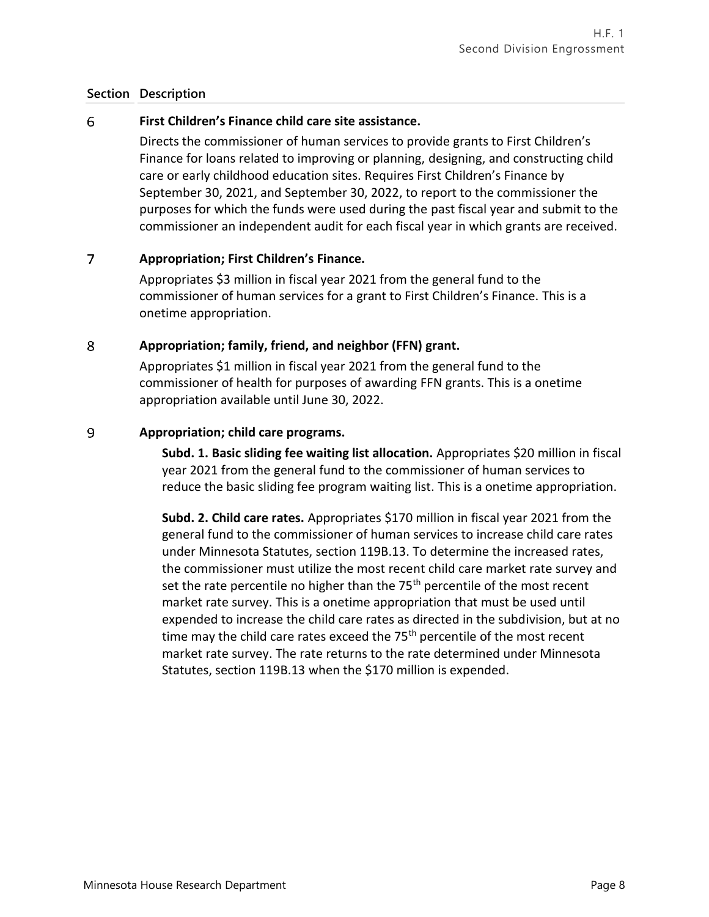| Section | Description |
|---|---|
| 6 | **First Children's Finance child care site assistance.**<br>Directs the commissioner of human services to provide grants to First Children's Finance for loans related to improving or planning, designing, and constructing child care or early childhood education sites. Requires First Children's Finance by September 30, 2021, and September 30, 2022, to report to the commissioner the purposes for which the funds were used during the past fiscal year and submit to the commissioner an independent audit for each fiscal year in which grants are received. |
| 7 | **Appropriation; First Children's Finance.**<br>Appropriates \$3 million in fiscal year 2021 from the general fund to the commissioner of human services for a grant to First Children's Finance. This is a onetime appropriation. |
| 8 | **Appropriation; family, friend, and neighbor (FFN) grant.**<br>Appropriates \$1 million in fiscal year 2021 from the general fund to the commissioner of health for purposes of awarding FFN grants. This is a onetime appropriation available until June 30, 2022. |
| 9 | **Appropriation; child care programs.**<br>**Subd. 1. Basic sliding fee waiting list allocation.** Appropriates \$20 million in fiscal year 2021 from the general fund to the commissioner of human services to reduce the basic sliding fee program waiting list. This is a onetime appropriation.<br><br>**Subd. 2. Child care rates.** Appropriates \$170 million in fiscal year 2021 from the general fund to the commissioner of human services to increase child care rates under Minnesota Statutes, section 119B.13. To determine the increased rates, the commissioner must utilize the most recent child care market rate survey and set the rate percentile no higher than the 75th percentile of the most recent market rate survey. This is a onetime appropriation that must be used until expended to increase the child care rates as directed in the subdivision, but at no time may the child care rates exceed the 75th percentile of the most recent market rate survey. The rate returns to the rate determined under Minnesota Statutes, section 119B.13 when the \$170 million is expended. |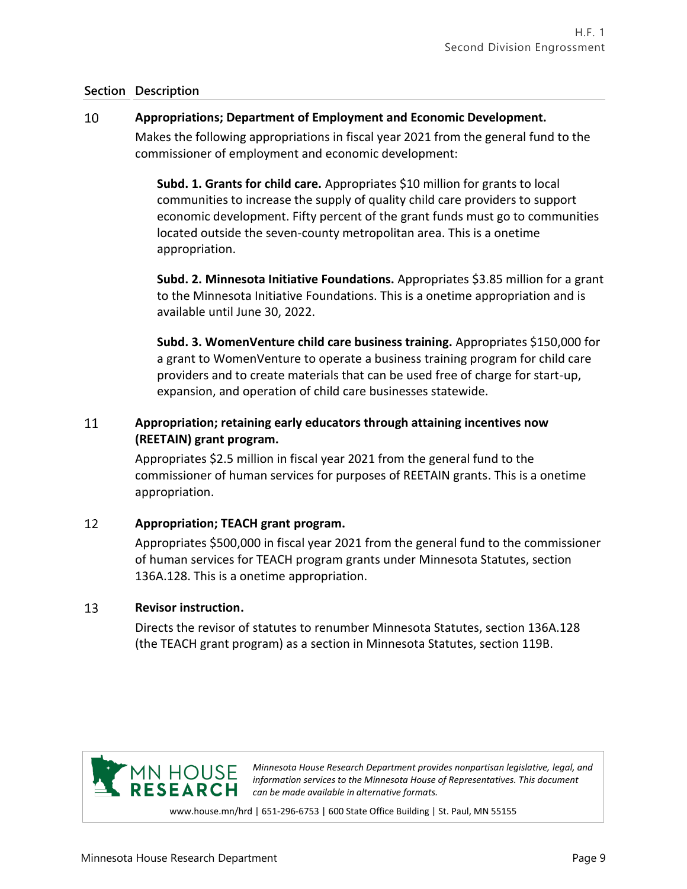| Section | Description |
|---|---|
| 10 | **Appropriations; Department of Employment and Economic Development.** |

Makes the following appropriations in fiscal year 2021 from the general fund to the commissioner of employment and economic development:

**Subd. 1. Grants for child care.** Appropriates $10 million for grants to local communities to increase the supply of quality child care providers to support economic development. Fifty percent of the grant funds must go to communities located outside the seven-county metropolitan area. This is a onetime appropriation.

**Subd. 2. Minnesota Initiative Foundations.** Appropriates $3.85 million for a grant to the Minnesota Initiative Foundations. This is a onetime appropriation and is available until June 30, 2022.

**Subd. 3. WomenVenture child care business training.** Appropriates $150,000 for a grant to WomenVenture to operate a business training program for child care providers and to create materials that can be used free of charge for start-up, expansion, and operation of child care businesses statewide.

**11 Appropriation; retaining early educators through attaining incentives now (REETAIN) grant program.**

Appropriates $2.5 million in fiscal year 2021 from the general fund to the commissioner of human services for purposes of REETAIN grants. This is a onetime appropriation.

**12 Appropriation; TEACH grant program.**

Appropriates $500,000 in fiscal year 2021 from the general fund to the commissioner of human services for TEACH program grants under Minnesota Statutes, section 136A.128. This is a onetime appropriation.

**13 Revisor instruction.**

Directs the revisor of statutes to renumber Minnesota Statutes, section 136A.128 (the TEACH grant program) as a section in Minnesota Statutes, section 119B.

MN HOUSE RESEARCH

*Minnesota House Research Department provides nonpartisan legislative, legal, and information services to the Minnesota House of Representatives. This document can be made available in alternative formats.*

www.house.mn/hrd | 651-296-6753 | 600 State Office Building | St. Paul, MN 55155